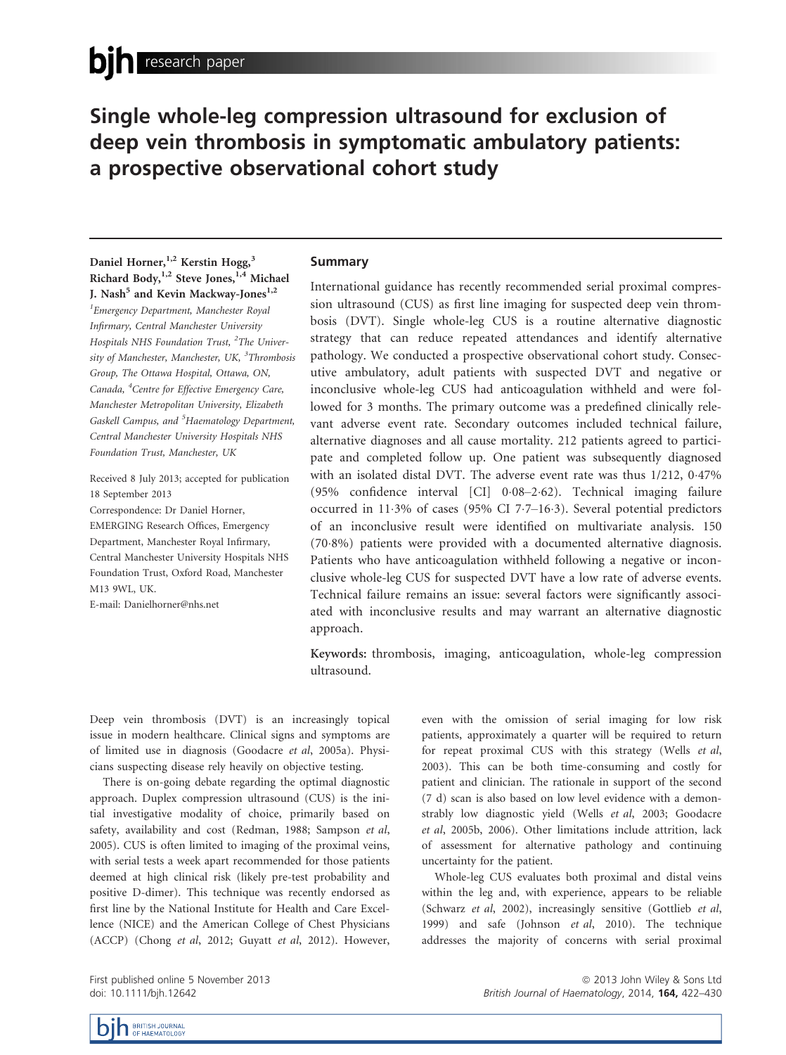# Single whole-leg compression ultrasound for exclusion of deep vein thrombosis in symptomatic ambulatory patients: a prospective observational cohort study

**Daniel Horner,[1,2] Kerstin Hogg,[3] Richard Body,[1,2] Steve Jones,[1,4] Michael J. Nash[5] and Kevin Mackway-Jones[1,2]**

[1]Emergency Department, Manchester Royal Infirmary, Central Manchester University Hospitals NHS Foundation Trust, [2]The University of Manchester, Manchester, UK, [3]Thrombosis Group, The Ottawa Hospital, Ottawa, ON, Canada, [4]Centre for Effective Emergency Care, Manchester Metropolitan University, Elizabeth Gaskell Campus, and [5]Haematology Department, Central Manchester University Hospitals NHS Foundation Trust, Manchester, UK

Received 8 July 2013; accepted for publication 18 September 2013

Correspondence: Dr Daniel Horner, EMERGING Research Offices, Emergency Department, Manchester Royal Infirmary, Central Manchester University Hospitals NHS Foundation Trust, Oxford Road, Manchester M13 9WL, UK.

E-mail: Danielhorner@nhs.net

## Summary

International guidance has recently recommended serial proximal compression ultrasound (CUS) as first line imaging for suspected deep vein thrombosis (DVT). Single whole-leg CUS is a routine alternative diagnostic strategy that can reduce repeated attendances and identify alternative pathology. We conducted a prospective observational cohort study. Consecutive ambulatory, adult patients with suspected DVT and negative or inconclusive whole-leg CUS had anticoagulation withheld and were followed for 3 months. The primary outcome was a predefined clinically relevant adverse event rate. Secondary outcomes included technical failure, alternative diagnoses and all cause mortality. 212 patients agreed to participate and completed follow up. One patient was subsequently diagnosed with an isolated distal DVT. The adverse event rate was thus 1/212, 0·47% (95% confidence interval [CI] 0·08–2·62). Technical imaging failure occurred in 11·3% of cases (95% CI 7·7–16·3). Several potential predictors of an inconclusive result were identified on multivariate analysis. 150 (70·8%) patients were provided with a documented alternative diagnosis. Patients who have anticoagulation withheld following a negative or inconclusive whole-leg CUS for suspected DVT have a low rate of adverse events. Technical failure remains an issue: several factors were significantly associated with inconclusive results and may warrant an alternative diagnostic approach.

**Keywords:** thrombosis, imaging, anticoagulation, whole-leg compression ultrasound.

Deep vein thrombosis (DVT) is an increasingly topical issue in modern healthcare. Clinical signs and symptoms are of limited use in diagnosis (Goodacre *et al*, 2005a). Physicians suspecting disease rely heavily on objective testing.

There is on-going debate regarding the optimal diagnostic approach. Duplex compression ultrasound (CUS) is the initial investigative modality of choice, primarily based on safety, availability and cost (Redman, 1988; Sampson *et al*, 2005). CUS is often limited to imaging of the proximal veins, with serial tests a week apart recommended for those patients deemed at high clinical risk (likely pre-test probability and positive D-dimer). This technique was recently endorsed as first line by the National Institute for Health and Care Excellence (NICE) and the American College of Chest Physicians (ACCP) (Chong *et al*, 2012; Guyatt *et al*, 2012). However, even with the omission of serial imaging for low risk patients, approximately a quarter will be required to return for repeat proximal CUS with this strategy (Wells *et al*, 2003). This can be both time-consuming and costly for patient and clinician. The rationale in support of the second (7 d) scan is also based on low level evidence with a demonstrably low diagnostic yield (Wells *et al*, 2003; Goodacre *et al*, 2005b, 2006). Other limitations include attrition, lack of assessment for alternative pathology and continuing uncertainty for the patient.

Whole-leg CUS evaluates both proximal and distal veins within the leg and, with experience, appears to be reliable (Schwarz *et al*, 2002), increasingly sensitive (Gottlieb *et al*, 1999) and safe (Johnson *et al*, 2010). The technique addresses the majority of concerns with serial proximal

First published online 5 November 2013
doi: 10.1111/bjh.12642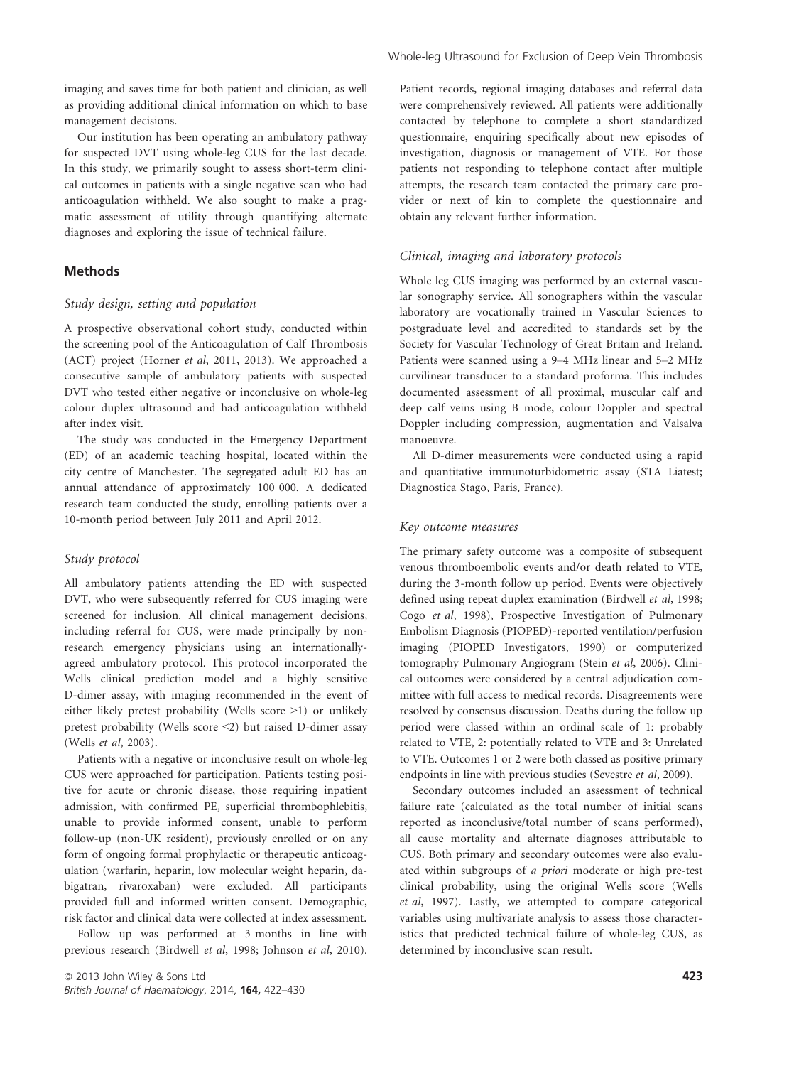imaging and saves time for both patient and clinician, as well as providing additional clinical information on which to base management decisions.

Our institution has been operating an ambulatory pathway for suspected DVT using whole-leg CUS for the last decade. In this study, we primarily sought to assess short-term clinical outcomes in patients with a single negative scan who had anticoagulation withheld. We also sought to make a pragmatic assessment of utility through quantifying alternate diagnoses and exploring the issue of technical failure.

## Methods

### *Study design, setting and population*

A prospective observational cohort study, conducted within the screening pool of the Anticoagulation of Calf Thrombosis (ACT) project (Horner *et al*, 2011, 2013). We approached a consecutive sample of ambulatory patients with suspected DVT who tested either negative or inconclusive on whole-leg colour duplex ultrasound and had anticoagulation withheld after index visit.

The study was conducted in the Emergency Department (ED) of an academic teaching hospital, located within the city centre of Manchester. The segregated adult ED has an annual attendance of approximately 100 000. A dedicated research team conducted the study, enrolling patients over a 10-month period between July 2011 and April 2012.

### *Study protocol*

All ambulatory patients attending the ED with suspected DVT, who were subsequently referred for CUS imaging were screened for inclusion. All clinical management decisions, including referral for CUS, were made principally by non-research emergency physicians using an internationally-agreed ambulatory protocol. This protocol incorporated the Wells clinical prediction model and a highly sensitive D-dimer assay, with imaging recommended in the event of either likely pretest probability (Wells score >1) or unlikely pretest probability (Wells score <2) but raised D-dimer assay (Wells *et al*, 2003).

Patients with a negative or inconclusive result on whole-leg CUS were approached for participation. Patients testing positive for acute or chronic disease, those requiring inpatient admission, with confirmed PE, superficial thrombophlebitis, unable to provide informed consent, unable to perform follow-up (non-UK resident), previously enrolled or on any form of ongoing formal prophylactic or therapeutic anticoagulation (warfarin, heparin, low molecular weight heparin, dabigatran, rivaroxaban) were excluded. All participants provided full and informed written consent. Demographic, risk factor and clinical data were collected at index assessment.

Follow up was performed at 3 months in line with previous research (Birdwell *et al*, 1998; Johnson *et al*, 2010). Patient records, regional imaging databases and referral data were comprehensively reviewed. All patients were additionally contacted by telephone to complete a short standardized questionnaire, enquiring specifically about new episodes of investigation, diagnosis or management of VTE. For those patients not responding to telephone contact after multiple attempts, the research team contacted the primary care provider or next of kin to complete the questionnaire and obtain any relevant further information.

### *Clinical, imaging and laboratory protocols*

Whole leg CUS imaging was performed by an external vascular sonography service. All sonographers within the vascular laboratory are vocationally trained in Vascular Sciences to postgraduate level and accredited to standards set by the Society for Vascular Technology of Great Britain and Ireland. Patients were scanned using a 9–4 MHz linear and 5–2 MHz curvilinear transducer to a standard proforma. This includes documented assessment of all proximal, muscular calf and deep calf veins using B mode, colour Doppler and spectral Doppler including compression, augmentation and Valsalva manoeuvre.

All D-dimer measurements were conducted using a rapid and quantitative immunoturbidometric assay (STA Liatest; Diagnostica Stago, Paris, France).

### *Key outcome measures*

The primary safety outcome was a composite of subsequent venous thromboembolic events and/or death related to VTE, during the 3-month follow up period. Events were objectively defined using repeat duplex examination (Birdwell *et al*, 1998; Cogo *et al*, 1998), Prospective Investigation of Pulmonary Embolism Diagnosis (PIOPED)-reported ventilation/perfusion imaging (PIOPED Investigators, 1990) or computerized tomography Pulmonary Angiogram (Stein *et al*, 2006). Clinical outcomes were considered by a central adjudication committee with full access to medical records. Disagreements were resolved by consensus discussion. Deaths during the follow up period were classed within an ordinal scale of 1: probably related to VTE, 2: potentially related to VTE and 3: Unrelated to VTE. Outcomes 1 or 2 were both classed as positive primary endpoints in line with previous studies (Sevestre *et al*, 2009).

Secondary outcomes included an assessment of technical failure rate (calculated as the total number of initial scans reported as inconclusive/total number of scans performed), all cause mortality and alternate diagnoses attributable to CUS. Both primary and secondary outcomes were also evaluated within subgroups of *a priori* moderate or high pre-test clinical probability, using the original Wells score (Wells *et al*, 1997). Lastly, we attempted to compare categorical variables using multivariate analysis to assess those characteristics that predicted technical failure of whole-leg CUS, as determined by inconclusive scan result.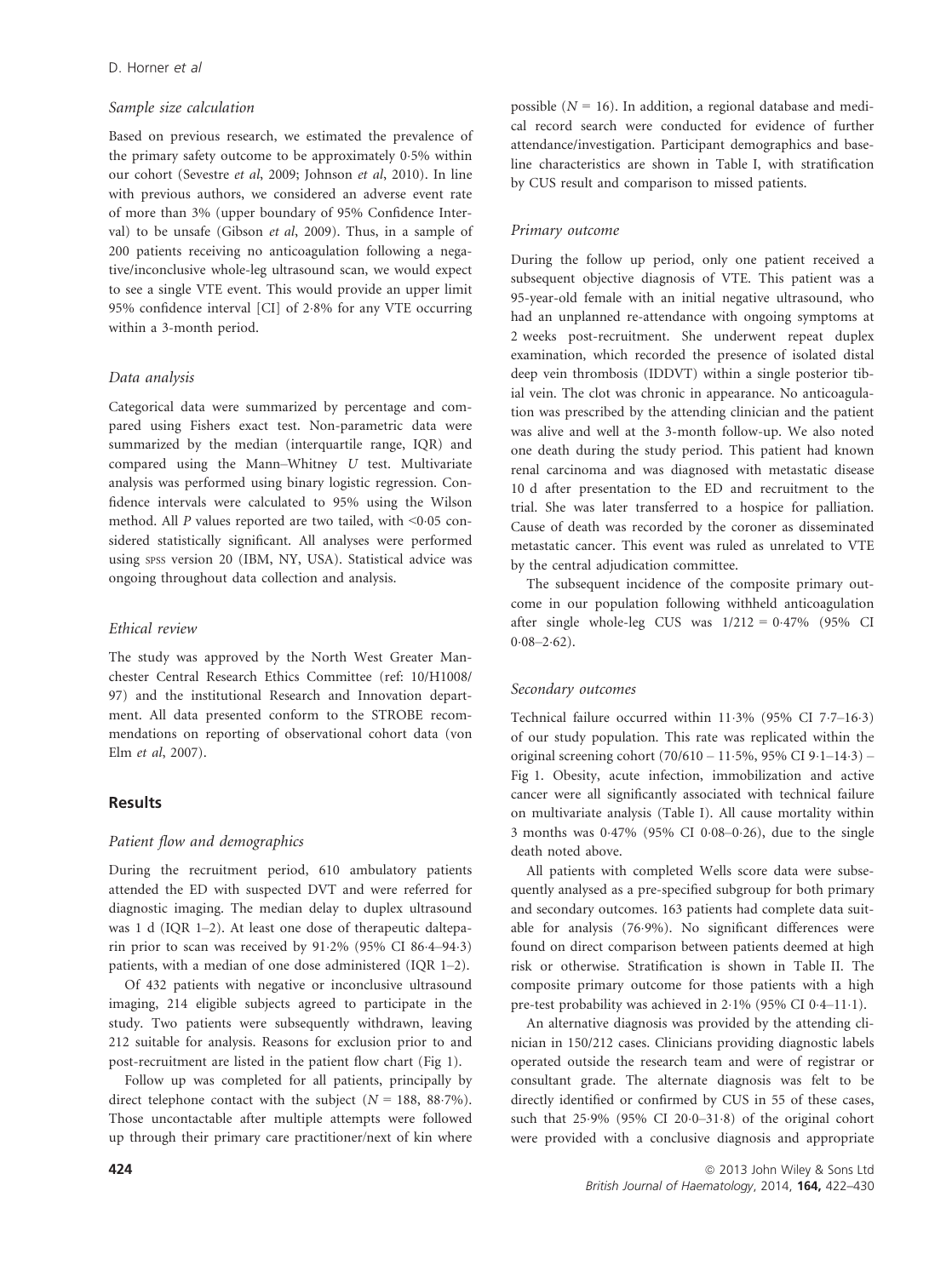### Sample size calculation

Based on previous research, we estimated the prevalence of the primary safety outcome to be approximately 0·5% within our cohort (Sevestre *et al*, 2009; Johnson *et al*, 2010). In line with previous authors, we considered an adverse event rate of more than 3% (upper boundary of 95% Confidence Interval) to be unsafe (Gibson *et al*, 2009). Thus, in a sample of 200 patients receiving no anticoagulation following a negative/inconclusive whole-leg ultrasound scan, we would expect to see a single VTE event. This would provide an upper limit 95% confidence interval [CI] of 2·8% for any VTE occurring within a 3-month period.

### Data analysis

Categorical data were summarized by percentage and compared using Fishers exact test. Non-parametric data were summarized by the median (interquartile range, IQR) and compared using the Mann–Whitney *U* test. Multivariate analysis was performed using binary logistic regression. Confidence intervals were calculated to 95% using the Wilson method. All *P* values reported are two tailed, with <0·05 considered statistically significant. All analyses were performed using SPSS version 20 (IBM, NY, USA). Statistical advice was ongoing throughout data collection and analysis.

### Ethical review

The study was approved by the North West Greater Manchester Central Research Ethics Committee (ref: 10/H1008/97) and the institutional Research and Innovation department. All data presented conform to the STROBE recommendations on reporting of observational cohort data (von Elm *et al*, 2007).

## Results

### Patient flow and demographics

During the recruitment period, 610 ambulatory patients attended the ED with suspected DVT and were referred for diagnostic imaging. The median delay to duplex ultrasound was 1 d (IQR 1–2). At least one dose of therapeutic dalteparin prior to scan was received by 91·2% (95% CI 86·4–94·3) patients, with a median of one dose administered (IQR 1–2).

Of 432 patients with negative or inconclusive ultrasound imaging, 214 eligible subjects agreed to participate in the study. Two patients were subsequently withdrawn, leaving 212 suitable for analysis. Reasons for exclusion prior to and post-recruitment are listed in the patient flow chart (Fig 1).

Follow up was completed for all patients, principally by direct telephone contact with the subject ($N$ = 188, 88·7%). Those uncontactable after multiple attempts were followed up through their primary care practitioner/next of kin where possible ($N$ = 16). In addition, a regional database and medical record search were conducted for evidence of further attendance/investigation. Participant demographics and baseline characteristics are shown in Table I, with stratification by CUS result and comparison to missed patients.

### Primary outcome

During the follow up period, only one patient received a subsequent objective diagnosis of VTE. This patient was a 95-year-old female with an initial negative ultrasound, who had an unplanned re-attendance with ongoing symptoms at 2 weeks post-recruitment. She underwent repeat duplex examination, which recorded the presence of isolated distal deep vein thrombosis (IDDVT) within a single posterior tibial vein. The clot was chronic in appearance. No anticoagulation was prescribed by the attending clinician and the patient was alive and well at the 3-month follow-up. We also noted one death during the study period. This patient had known renal carcinoma and was diagnosed with metastatic disease 10 d after presentation to the ED and recruitment to the trial. She was later transferred to a hospice for palliation. Cause of death was recorded by the coroner as disseminated metastatic cancer. This event was ruled as unrelated to VTE by the central adjudication committee.

The subsequent incidence of the composite primary outcome in our population following withheld anticoagulation after single whole-leg CUS was 1/212 = 0·47% (95% CI 0·08–2·62).

### Secondary outcomes

Technical failure occurred within 11·3% (95% CI 7·7–16·3) of our study population. This rate was replicated within the original screening cohort (70/610 – 11·5%, 95% CI 9·1–14·3) – Fig 1. Obesity, acute infection, immobilization and active cancer were all significantly associated with technical failure on multivariate analysis (Table I). All cause mortality within 3 months was 0·47% (95% CI 0·08–0·26), due to the single death noted above.

All patients with completed Wells score data were subsequently analysed as a pre-specified subgroup for both primary and secondary outcomes. 163 patients had complete data suitable for analysis (76·9%). No significant differences were found on direct comparison between patients deemed at high risk or otherwise. Stratification is shown in Table II. The composite primary outcome for those patients with a high pre-test probability was achieved in 2·1% (95% CI 0·4–11·1).

An alternative diagnosis was provided by the attending clinician in 150/212 cases. Clinicians providing diagnostic labels operated outside the research team and were of registrar or consultant grade. The alternate diagnosis was felt to be directly identified or confirmed by CUS in 55 of these cases, such that 25·9% (95% CI 20·0–31·8) of the original cohort were provided with a conclusive diagnosis and appropriate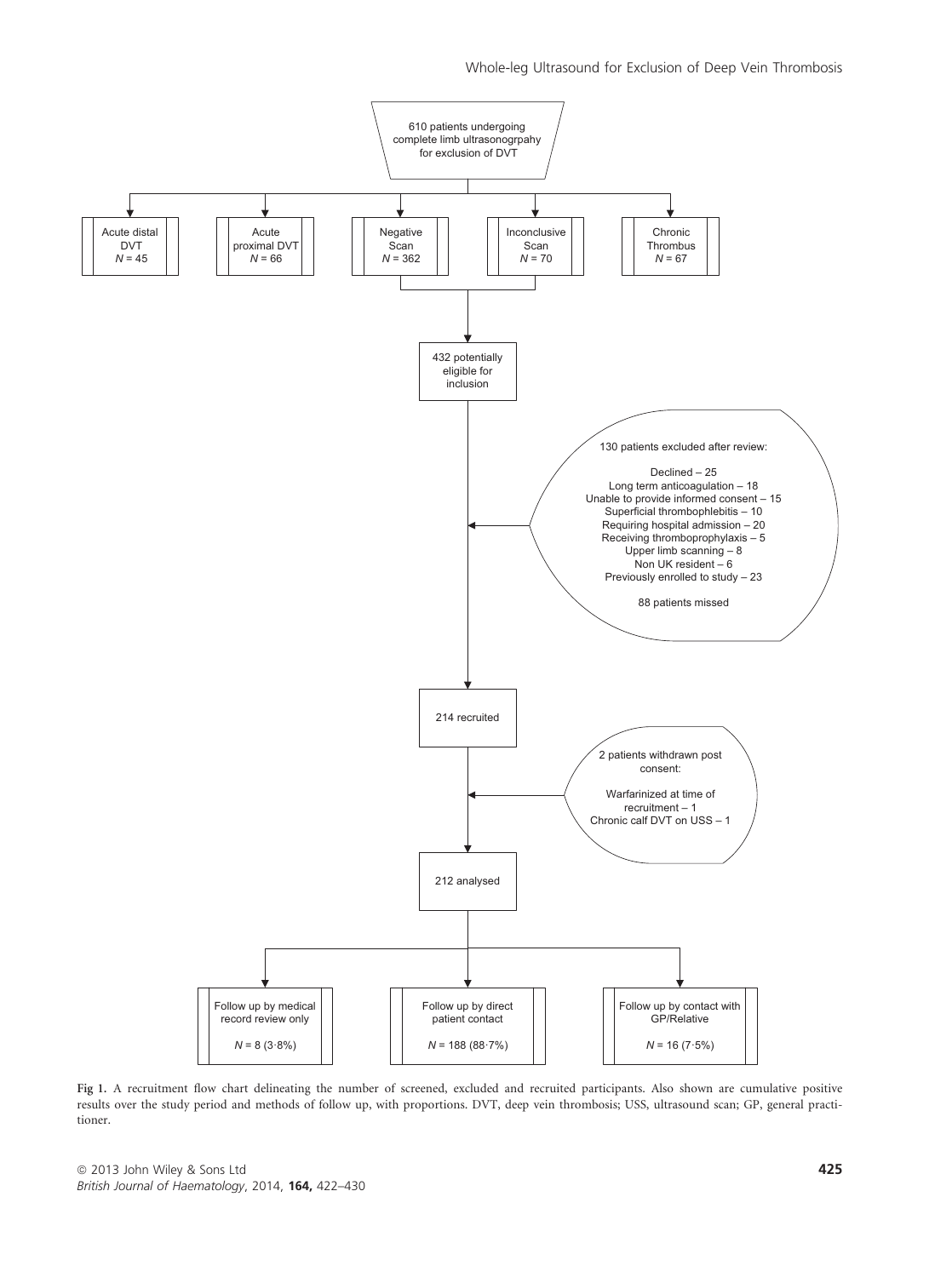610 patients undergoing complete limb ultrasonogrpahy for exclusion of DVT

- Acute distal DVT $N = 45$
- Acute proximal DVT $N = 66$
- Negative Scan $N = 362$
- Inconclusive Scan $N = 70$
- Chronic Thrombus $N = 67$

432 potentially eligible for inclusion

130 patients excluded after review:

- Declined – 25
- Long term anticoagulation – 18
- Unable to provide informed consent – 15
- Superficial thrombophlebitis – 10
- Requiring hospital admission – 20
- Receiving thromboprophylaxis – 5
- Upper limb scanning – 8
- Non UK resident – 6
- Previously enrolled to study – 23

88 patients missed

214 recruited

2 patients withdrawn post consent:

- Warfarinized at time of recruitment – 1
- Chronic calf DVT on USS – 1

212 analysed

- Follow up by medical record review only $N = 8$ (3·8%)
- Follow up by direct patient contact $N = 188$ (88·7%)
- Follow up by contact with GP/Relative $N = 16$ (7·5%)

**Fig 1.** A recruitment flow chart delineating the number of screened, excluded and recruited participants. Also shown are cumulative positive results over the study period and methods of follow up, with proportions. DVT, deep vein thrombosis; USS, ultrasound scan; GP, general practitioner.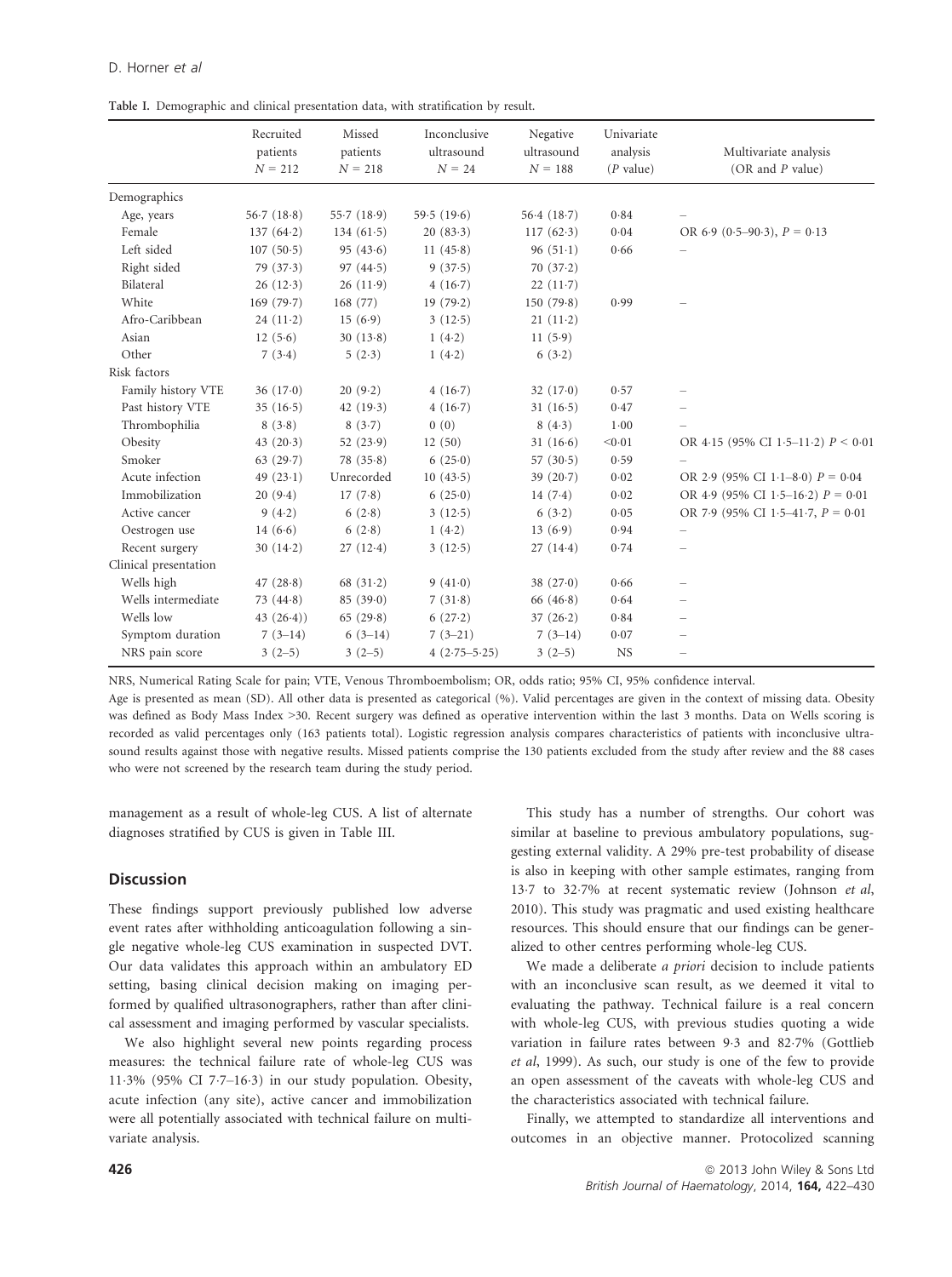Table I. Demographic and clinical presentation data, with stratification by result.

| | Recruited patients $N = 212$ | Missed patients $N = 218$ | Inconclusive ultrasound $N = 24$ | Negative ultrasound $N = 188$ | Univariate analysis ($P$ value) | Multivariate analysis (OR and $P$ value) |
|---|---|---|---|---|---|---|
| Demographics | | | | | | |
| Age, years | 56·7 (18·8) | 55·7 (18·9) | 59·5 (19·6) | 56·4 (18·7) | 0·84 | – |
| Female | 137 (64·2) | 134 (61·5) | 20 (83·3) | 117 (62·3) | 0·04 | OR 6·9 (0·5–90·3), $P = 0·13$ |
| Left sided | 107 (50·5) | 95 (43·6) | 11 (45·8) | 96 (51·1) | 0·66 | – |
| Right sided | 79 (37·3) | 97 (44·5) | 9 (37·5) | 70 (37·2) | | |
| Bilateral | 26 (12·3) | 26 (11·9) | 4 (16·7) | 22 (11·7) | | |
| White | 169 (79·7) | 168 (77) | 19 (79·2) | 150 (79·8) | 0·99 | – |
| Afro-Caribbean | 24 (11·2) | 15 (6·9) | 3 (12·5) | 21 (11·2) | | |
| Asian | 12 (5·6) | 30 (13·8) | 1 (4·2) | 11 (5·9) | | |
| Other | 7 (3·4) | 5 (2·3) | 1 (4·2) | 6 (3·2) | | |
| Risk factors | | | | | | |
| Family history VTE | 36 (17·0) | 20 (9·2) | 4 (16·7) | 32 (17·0) | 0·57 | – |
| Past history VTE | 35 (16·5) | 42 (19·3) | 4 (16·7) | 31 (16·5) | 0·47 | – |
| Thrombophilia | 8 (3·8) | 8 (3·7) | 0 (0) | 8 (4·3) | 1·00 | – |
| Obesity | 43 (20·3) | 52 (23·9) | 12 (50) | 31 (16·6) | <0·01 | OR 4·15 (95% CI 1·5–11·2) $P < 0·01$ |
| Smoker | 63 (29·7) | 78 (35·8) | 6 (25·0) | 57 (30·5) | 0·59 | – |
| Acute infection | 49 (23·1) | Unrecorded | 10 (43·5) | 39 (20·7) | 0·02 | OR 2·9 (95% CI 1·1–8·0) $P = 0·04$ |
| Immobilization | 20 (9·4) | 17 (7·8) | 6 (25·0) | 14 (7·4) | 0·02 | OR 4·9 (95% CI 1·5–16·2) $P = 0·01$ |
| Active cancer | 9 (4·2) | 6 (2·8) | 3 (12·5) | 6 (3·2) | 0·05 | OR 7·9 (95% CI 1·5–41·7, $P = 0·01$ |
| Oestrogen use | 14 (6·6) | 6 (2·8) | 1 (4·2) | 13 (6·9) | 0·94 | – |
| Recent surgery | 30 (14·2) | 27 (12·4) | 3 (12·5) | 27 (14·4) | 0·74 | – |
| Clinical presentation | | | | | | |
| Wells high | 47 (28·8) | 68 (31·2) | 9 (41·0) | 38 (27·0) | 0·66 | – |
| Wells intermediate | 73 (44·8) | 85 (39·0) | 7 (31·8) | 66 (46·8) | 0·64 | – |
| Wells low | 43 (26·4)) | 65 (29·8) | 6 (27·2) | 37 (26·2) | 0·84 | – |
| Symptom duration | 7 (3–14) | 6 (3–14) | 7 (3–21) | 7 (3–14) | 0·07 | – |
| NRS pain score | 3 (2–5) | 3 (2–5) | 4 (2·75–5·25) | 3 (2–5) | NS | – |

NRS, Numerical Rating Scale for pain; VTE, Venous Thromboembolism; OR, odds ratio; 95% CI, 95% confidence interval.

Age is presented as mean (SD). All other data is presented as categorical (%). Valid percentages are given in the context of missing data. Obesity was defined as Body Mass Index >30. Recent surgery was defined as operative intervention within the last 3 months. Data on Wells scoring is recorded as valid percentages only (163 patients total). Logistic regression analysis compares characteristics of patients with inconclusive ultrasound results against those with negative results. Missed patients comprise the 130 patients excluded from the study after review and the 88 cases who were not screened by the research team during the study period.

management as a result of whole-leg CUS. A list of alternate diagnoses stratified by CUS is given in Table III.

## Discussion

These findings support previously published low adverse event rates after withholding anticoagulation following a single negative whole-leg CUS examination in suspected DVT. Our data validates this approach within an ambulatory ED setting, basing clinical decision making on imaging performed by qualified ultrasonographers, rather than after clinical assessment and imaging performed by vascular specialists.

We also highlight several new points regarding process measures: the technical failure rate of whole-leg CUS was 11·3% (95% CI 7·7–16·3) in our study population. Obesity, acute infection (any site), active cancer and immobilization were all potentially associated with technical failure on multivariate analysis.

This study has a number of strengths. Our cohort was similar at baseline to previous ambulatory populations, suggesting external validity. A 29% pre-test probability of disease is also in keeping with other sample estimates, ranging from 13·7 to 32·7% at recent systematic review (Johnson *et al*, 2010). This study was pragmatic and used existing healthcare resources. This should ensure that our findings can be generalized to other centres performing whole-leg CUS.

We made a deliberate *a priori* decision to include patients with an inconclusive scan result, as we deemed it vital to evaluating the pathway. Technical failure is a real concern with whole-leg CUS, with previous studies quoting a wide variation in failure rates between 9·3 and 82·7% (Gottlieb *et al*, 1999). As such, our study is one of the few to provide an open assessment of the caveats with whole-leg CUS and the characteristics associated with technical failure.

Finally, we attempted to standardize all interventions and outcomes in an objective manner. Protocolized scanning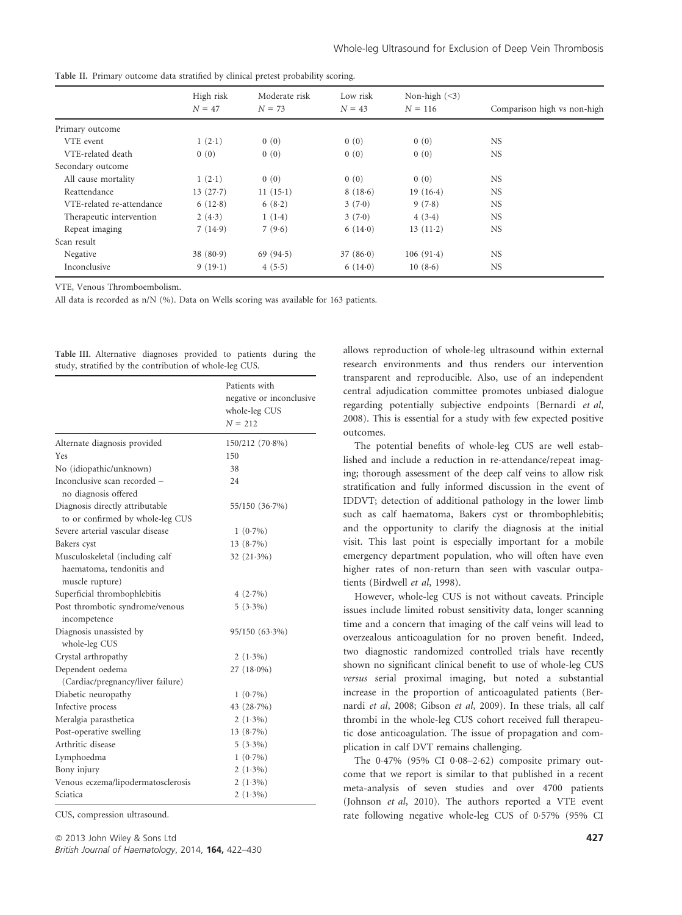Table II. Primary outcome data stratified by clinical pretest probability scoring.

| | High risk $N = 47$ | Moderate risk $N = 73$ | Low risk $N = 43$ | Non-high (<3) $N = 116$ | Comparison high vs non-high |
|---|---|---|---|---|---|
| Primary outcome | | | | | |
| VTE event | 1 (2·1) | 0 (0) | 0 (0) | 0 (0) | NS |
| VTE-related death | 0 (0) | 0 (0) | 0 (0) | 0 (0) | NS |
| Secondary outcome | | | | | |
| All cause mortality | 1 (2·1) | 0 (0) | 0 (0) | 0 (0) | NS |
| Reattendance | 13 (27·7) | 11 (15·1) | 8 (18·6) | 19 (16·4) | NS |
| VTE-related re-attendance | 6 (12·8) | 6 (8·2) | 3 (7·0) | 9 (7·8) | NS |
| Therapeutic intervention | 2 (4·3) | 1 (1·4) | 3 (7·0) | 4 (3·4) | NS |
| Repeat imaging | 7 (14·9) | 7 (9·6) | 6 (14·0) | 13 (11·2) | NS |
| Scan result | | | | | |
| Negative | 38 (80·9) | 69 (94·5) | 37 (86·0) | 106 (91·4) | NS |
| Inconclusive | 9 (19·1) | 4 (5·5) | 6 (14·0) | 10 (8·6) | NS |

VTE, Venous Thromboembolism.

All data is recorded as n/N (%). Data on Wells scoring was available for 163 patients.

Table III. Alternative diagnoses provided to patients during the study, stratified by the contribution of whole-leg CUS.

| | Patients with negative or inconclusive whole-leg CUS $N = 212$ |
|---|---|
| Alternate diagnosis provided | 150/212 (70·8%) |
| Yes | 150 |
| No (idiopathic/unknown) | 38 |
| Inconclusive scan recorded – no diagnosis offered | 24 |
| Diagnosis directly attributable to or confirmed by whole-leg CUS | 55/150 (36·7%) |
| Severe arterial vascular disease | 1 (0·7%) |
| Bakers cyst | 13 (8·7%) |
| Musculoskeletal (including calf haematoma, tendonitis and muscle rupture) | 32 (21·3%) |
| Superficial thrombophlebitis | 4 (2·7%) |
| Post thrombotic syndrome/venous incompetence | 5 (3·3%) |
| Diagnosis unassisted by whole-leg CUS | 95/150 (63·3%) |
| Crystal arthropathy | 2 (1·3%) |
| Dependent oedema (Cardiac/pregnancy/liver failure) | 27 (18·0%) |
| Diabetic neuropathy | 1 (0·7%) |
| Infective process | 43 (28·7%) |
| Meralgia parasthetica | 2 (1·3%) |
| Post-operative swelling | 13 (8·7%) |
| Arthritic disease | 5 (3·3%) |
| Lymphoedma | 1 (0·7%) |
| Bony injury | 2 (1·3%) |
| Venous eczema/lipodermatosclerosis | 2 (1·3%) |
| Sciatica | 2 (1·3%) |

CUS, compression ultrasound.

allows reproduction of whole-leg ultrasound within external research environments and thus renders our intervention transparent and reproducible. Also, use of an independent central adjudication committee promotes unbiased dialogue regarding potentially subjective endpoints (Bernardi *et al*, 2008). This is essential for a study with few expected positive outcomes.

The potential benefits of whole-leg CUS are well established and include a reduction in re-attendance/repeat imaging; thorough assessment of the deep calf veins to allow risk stratification and fully informed discussion in the event of IDDVT; detection of additional pathology in the lower limb such as calf haematoma, Bakers cyst or thrombophlebitis; and the opportunity to clarify the diagnosis at the initial visit. This last point is especially important for a mobile emergency department population, who will often have even higher rates of non-return than seen with vascular outpatients (Birdwell *et al*, 1998).

However, whole-leg CUS is not without caveats. Principle issues include limited robust sensitivity data, longer scanning time and a concern that imaging of the calf veins will lead to overzealous anticoagulation for no proven benefit. Indeed, two diagnostic randomized controlled trials have recently shown no significant clinical benefit to use of whole-leg CUS *versus* serial proximal imaging, but noted a substantial increase in the proportion of anticoagulated patients (Bernardi *et al*, 2008; Gibson *et al*, 2009). In these trials, all calf thrombi in the whole-leg CUS cohort received full therapeutic dose anticoagulation. The issue of propagation and complication in calf DVT remains challenging.

The 0·47% (95% CI 0·08–2·62) composite primary outcome that we report is similar to that published in a recent meta-analysis of seven studies and over 4700 patients (Johnson *et al*, 2010). The authors reported a VTE event rate following negative whole-leg CUS of 0·57% (95% CI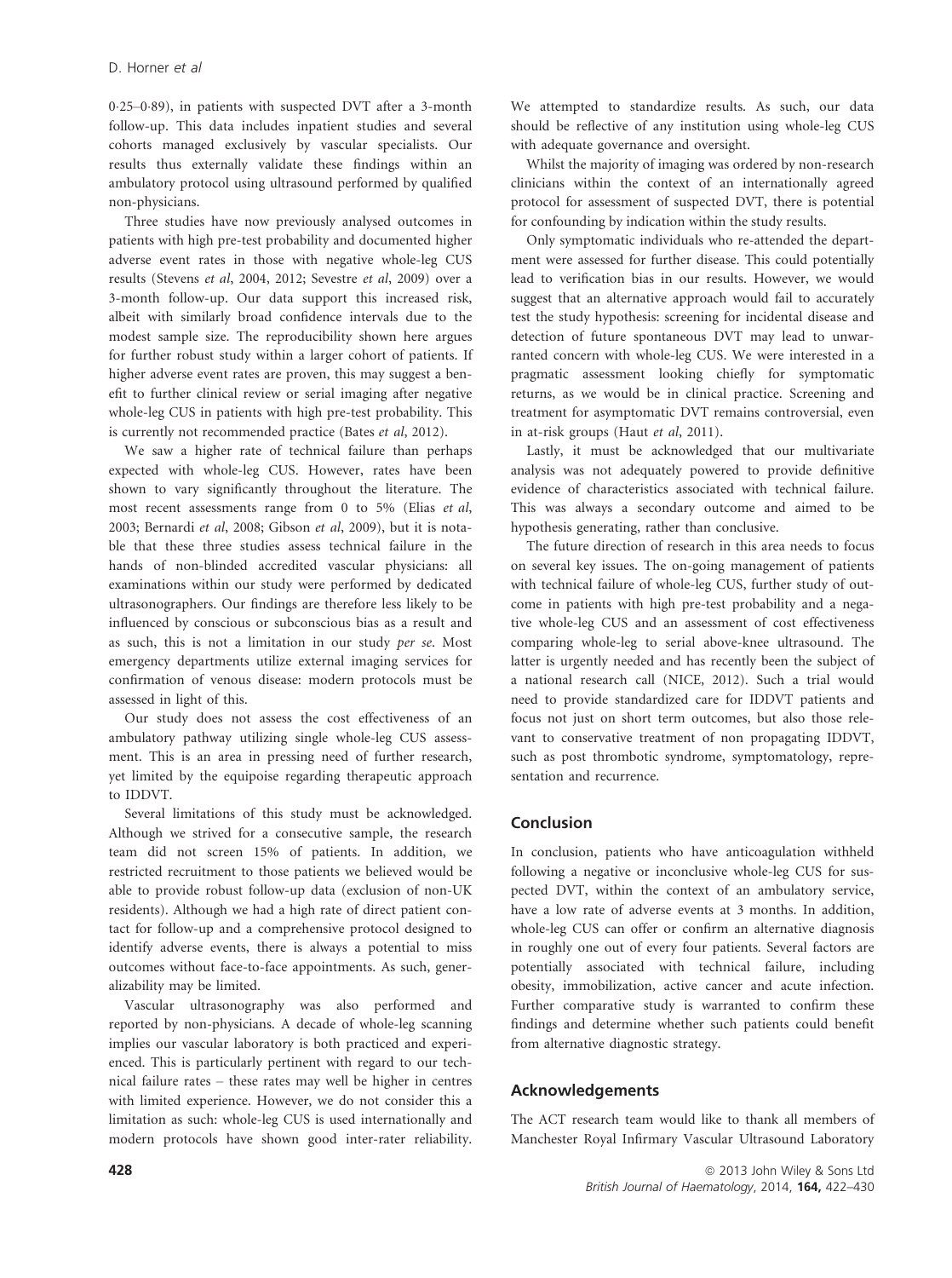0·25–0·89), in patients with suspected DVT after a 3-month follow-up. This data includes inpatient studies and several cohorts managed exclusively by vascular specialists. Our results thus externally validate these findings within an ambulatory protocol using ultrasound performed by qualified non-physicians.

Three studies have now previously analysed outcomes in patients with high pre-test probability and documented higher adverse event rates in those with negative whole-leg CUS results (Stevens *et al*, 2004, 2012; Sevestre *et al*, 2009) over a 3-month follow-up. Our data support this increased risk, albeit with similarly broad confidence intervals due to the modest sample size. The reproducibility shown here argues for further robust study within a larger cohort of patients. If higher adverse event rates are proven, this may suggest a benefit to further clinical review or serial imaging after negative whole-leg CUS in patients with high pre-test probability. This is currently not recommended practice (Bates *et al*, 2012).

We saw a higher rate of technical failure than perhaps expected with whole-leg CUS. However, rates have been shown to vary significantly throughout the literature. The most recent assessments range from 0 to 5% (Elias *et al*, 2003; Bernardi *et al*, 2008; Gibson *et al*, 2009), but it is notable that these three studies assess technical failure in the hands of non-blinded accredited vascular physicians: all examinations within our study were performed by dedicated ultrasonographers. Our findings are therefore less likely to be influenced by conscious or subconscious bias as a result and as such, this is not a limitation in our study *per se*. Most emergency departments utilize external imaging services for confirmation of venous disease: modern protocols must be assessed in light of this.

Our study does not assess the cost effectiveness of an ambulatory pathway utilizing single whole-leg CUS assessment. This is an area in pressing need of further research, yet limited by the equipoise regarding therapeutic approach to IDDVT.

Several limitations of this study must be acknowledged. Although we strived for a consecutive sample, the research team did not screen 15% of patients. In addition, we restricted recruitment to those patients we believed would be able to provide robust follow-up data (exclusion of non-UK residents). Although we had a high rate of direct patient contact for follow-up and a comprehensive protocol designed to identify adverse events, there is always a potential to miss outcomes without face-to-face appointments. As such, generalizability may be limited.

Vascular ultrasonography was also performed and reported by non-physicians. A decade of whole-leg scanning implies our vascular laboratory is both practiced and experienced. This is particularly pertinent with regard to our technical failure rates – these rates may well be higher in centres with limited experience. However, we do not consider this a limitation as such: whole-leg CUS is used internationally and modern protocols have shown good inter-rater reliability. We attempted to standardize results. As such, our data should be reflective of any institution using whole-leg CUS with adequate governance and oversight.

Whilst the majority of imaging was ordered by non-research clinicians within the context of an internationally agreed protocol for assessment of suspected DVT, there is potential for confounding by indication within the study results.

Only symptomatic individuals who re-attended the department were assessed for further disease. This could potentially lead to verification bias in our results. However, we would suggest that an alternative approach would fail to accurately test the study hypothesis: screening for incidental disease and detection of future spontaneous DVT may lead to unwarranted concern with whole-leg CUS. We were interested in a pragmatic assessment looking chiefly for symptomatic returns, as we would be in clinical practice. Screening and treatment for asymptomatic DVT remains controversial, even in at-risk groups (Haut *et al*, 2011).

Lastly, it must be acknowledged that our multivariate analysis was not adequately powered to provide definitive evidence of characteristics associated with technical failure. This was always a secondary outcome and aimed to be hypothesis generating, rather than conclusive.

The future direction of research in this area needs to focus on several key issues. The on-going management of patients with technical failure of whole-leg CUS, further study of outcome in patients with high pre-test probability and a negative whole-leg CUS and an assessment of cost effectiveness comparing whole-leg to serial above-knee ultrasound. The latter is urgently needed and has recently been the subject of a national research call (NICE, 2012). Such a trial would need to provide standardized care for IDDVT patients and focus not just on short term outcomes, but also those relevant to conservative treatment of non propagating IDDVT, such as post thrombotic syndrome, symptomatology, representation and recurrence.

## Conclusion

In conclusion, patients who have anticoagulation withheld following a negative or inconclusive whole-leg CUS for suspected DVT, within the context of an ambulatory service, have a low rate of adverse events at 3 months. In addition, whole-leg CUS can offer or confirm an alternative diagnosis in roughly one out of every four patients. Several factors are potentially associated with technical failure, including obesity, immobilization, active cancer and acute infection. Further comparative study is warranted to confirm these findings and determine whether such patients could benefit from alternative diagnostic strategy.

## Acknowledgements

The ACT research team would like to thank all members of Manchester Royal Infirmary Vascular Ultrasound Laboratory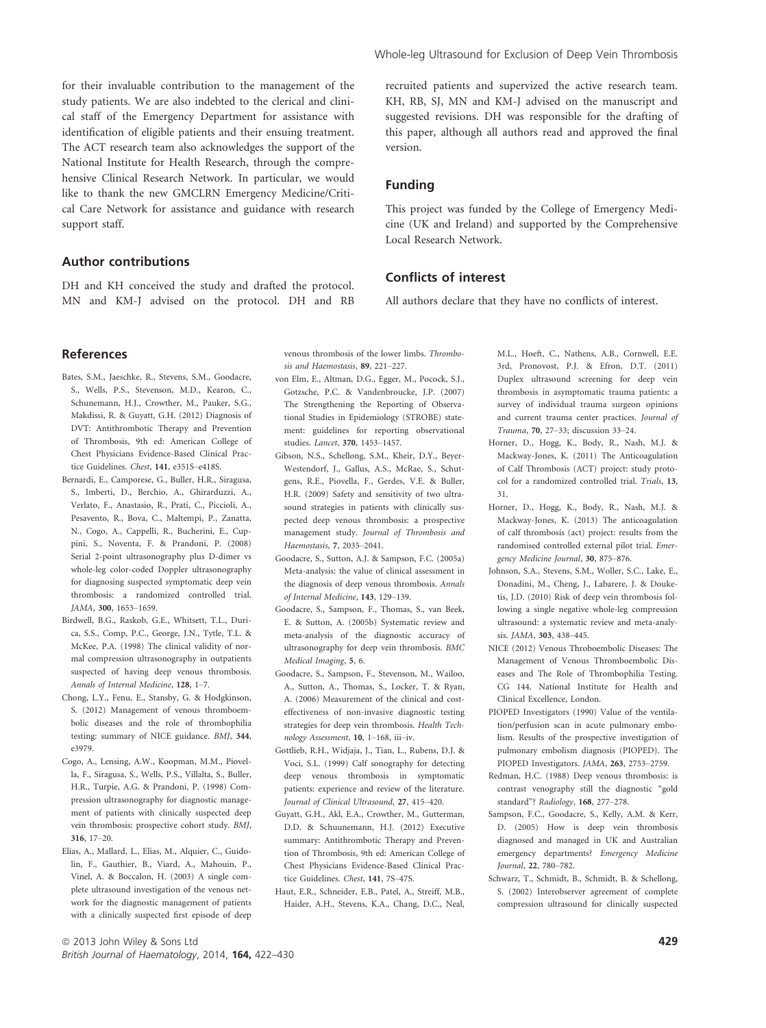for their invaluable contribution to the management of the study patients. We are also indebted to the clerical and clinical staff of the Emergency Department for assistance with identification of eligible patients and their ensuing treatment. The ACT research team also acknowledges the support of the National Institute for Health Research, through the comprehensive Clinical Research Network. In particular, we would like to thank the new GMCLRN Emergency Medicine/Critical Care Network for assistance and guidance with research support staff.

## Author contributions

DH and KH conceived the study and drafted the protocol. MN and KM-J advised on the protocol. DH and RB recruited patients and supervized the active research team. KH, RB, SJ, MN and KM-J advised on the manuscript and suggested revisions. DH was responsible for the drafting of this paper, although all authors read and approved the final version.

## Funding

This project was funded by the College of Emergency Medicine (UK and Ireland) and supported by the Comprehensive Local Research Network.

## Conflicts of interest

All authors declare that they have no conflicts of interest.

## References

Bates, S.M., Jaeschke, R., Stevens, S.M., Goodacre, S., Wells, P.S., Stevenson, M.D., Kearon, C., Schunemann, H.J., Crowther, M., Pauker, S.G., Makdissi, R. & Guyatt, G.H. (2012) Diagnosis of DVT: Antithrombotic Therapy and Prevention of Thrombosis, 9th ed: American College of Chest Physicians Evidence-Based Clinical Practice Guidelines. *Chest*, **141**, e351S–e418S.

Bernardi, E., Camporese, G., Buller, H.R., Siragusa, S., Imberti, D., Berchio, A., Ghirarduzzi, A., Verlato, F., Anastasio, R., Prati, C., Piccioli, A., Pesavento, R., Bova, C., Maltempi, P., Zanatta, N., Cogo, A., Cappelli, R., Bucherini, E., Cuppini, S., Noventa, F. & Prandoni, P. (2008) Serial 2-point ultrasonography plus D-dimer vs whole-leg color-coded Doppler ultrasonography for diagnosing suspected symptomatic deep vein thrombosis: a randomized controlled trial. *JAMA*, **300**, 1653–1659.

Birdwell, B.G., Raskob, G.E., Whitsett, T.L., Durica, S.S., Comp, P.C., George, J.N., Tytle, T.L. & McKee, P.A. (1998) The clinical validity of normal compression ultrasonography in outpatients suspected of having deep venous thrombosis. *Annals of Internal Medicine*, **128**, 1–7.

Chong, L.Y., Fenu, E., Stansby, G. & Hodgkinson, S. (2012) Management of venous thromboembolic diseases and the role of thrombophilia testing: summary of NICE guidance. *BMJ*, **344**, e3979.

Cogo, A., Lensing, A.W., Koopman, M.M., Piovella, F., Siragusa, S., Wells, P.S., Villalta, S., Buller, H.R., Turpie, A.G. & Prandoni, P. (1998) Compression ultrasonography for diagnostic management of patients with clinically suspected deep vein thrombosis: prospective cohort study. *BMJ*, **316**, 17–20.

Elias, A., Mallard, L., Elias, M., Alquier, C., Guidolin, F., Gauthier, B., Viard, A., Mahouin, P., Vinel, A. & Boccalon, H. (2003) A single complete ultrasound investigation of the venous network for the diagnostic management of patients with a clinically suspected first episode of deep venous thrombosis of the lower limbs. *Thrombosis and Haemostasis*, **89**, 221–227.

von Elm, E., Altman, D.G., Egger, M., Pocock, S.J., Gotzsche, P.C. & Vandenbroucke, J.P. (2007) The Strengthening the Reporting of Observational Studies in Epidemiology (STROBE) statement: guidelines for reporting observational studies. *Lancet*, **370**, 1453–1457.

Gibson, N.S., Schellong, S.M., Kheir, D.Y., Beyer-Westendorf, J., Gallus, A.S., McRae, S., Schutgens, R.E., Piovella, F., Gerdes, V.E. & Buller, H.R. (2009) Safety and sensitivity of two ultrasound strategies in patients with clinically suspected deep venous thrombosis: a prospective management study. *Journal of Thrombosis and Haemostasis*, **7**, 2035–2041.

Goodacre, S., Sutton, A.J. & Sampson, F.C. (2005a) Meta-analysis: the value of clinical assessment in the diagnosis of deep venous thrombosis. *Annals of Internal Medicine*, **143**, 129–139.

Goodacre, S., Sampson, F., Thomas, S., van Beek, E. & Sutton, A. (2005b) Systematic review and meta-analysis of the diagnostic accuracy of ultrasonography for deep vein thrombosis. *BMC Medical Imaging*, **5**, 6.

Goodacre, S., Sampson, F., Stevenson, M., Wailoo, A., Sutton, A., Thomas, S., Locker, T. & Ryan, A. (2006) Measurement of the clinical and cost-effectiveness of non-invasive diagnostic testing strategies for deep vein thrombosis. *Health Technology Assessment*, **10**, 1–168, iii–iv.

Gottlieb, R.H., Widjaja, J., Tian, L., Rubens, D.J. & Voci, S.L. (1999) Calf sonography for detecting deep venous thrombosis in symptomatic patients: experience and review of the literature. *Journal of Clinical Ultrasound*, **27**, 415–420.

Guyatt, G.H., Akl, E.A., Crowther, M., Gutterman, D.D. & Schuunemann, H.J. (2012) Executive summary: Antithrombotic Therapy and Prevention of Thrombosis, 9th ed: American College of Chest Physicians Evidence-Based Clinical Practice Guidelines. *Chest*, **141**, 7S–47S.

Haut, E.R., Schneider, E.B., Patel, A., Streiff, M.B., Haider, A.H., Stevens, K.A., Chang, D.C., Neal, M.L., Hoeft, C., Nathens, A.B., Cornwell, E.E. 3rd, Pronovost, P.J. & Efron, D.T. (2011) Duplex ultrasound screening for deep vein thrombosis in asymptomatic trauma patients: a survey of individual trauma surgeon opinions and current trauma center practices. *Journal of Trauma*, **70**, 27–33; discussion 33–24.

Horner, D., Hogg, K., Body, R., Nash, M.J. & Mackway-Jones, K. (2011) The Anticoagulation of Calf Thrombosis (ACT) project: study protocol for a randomized controlled trial. *Trials*, **13**, 31.

Horner, D., Hogg, K., Body, R., Nash, M.J. & Mackway-Jones, K. (2013) The anticoagulation of calf thrombosis (act) project: results from the randomised controlled external pilot trial. *Emergency Medicine Journal*, **30**, 875–876.

Johnson, S.A., Stevens, S.M., Woller, S.C., Lake, E., Donadini, M., Cheng, J., Labarere, J. & Douketis, J.D. (2010) Risk of deep vein thrombosis following a single negative whole-leg compression ultrasound: a systematic review and meta-analysis. *JAMA*, **303**, 438–445.

NICE (2012) Venous Throboembolic Diseases: The Management of Venous Thromboembolic Diseases and The Role of Thrombophilia Testing. CG 144. National Institute for Health and Clinical Excellence, London.

PIOPED Investigators (1990) Value of the ventilation/perfusion scan in acute pulmonary embolism. Results of the prospective investigation of pulmonary embolism diagnosis (PIOPED). The PIOPED Investigators. *JAMA*, **263**, 2753–2759.

Redman, H.C. (1988) Deep venous thrombosis: is contrast venography still the diagnostic "gold standard"? *Radiology*, **168**, 277–278.

Sampson, F.C., Goodacre, S., Kelly, A.M. & Kerr, D. (2005) How is deep vein thrombosis diagnosed and managed in UK and Australian emergency departments? *Emergency Medicine Journal*, **22**, 780–782.

Schwarz, T., Schmidt, B., Schmidt, B. & Schellong, S. (2002) Interobserver agreement of complete compression ultrasound for clinically suspected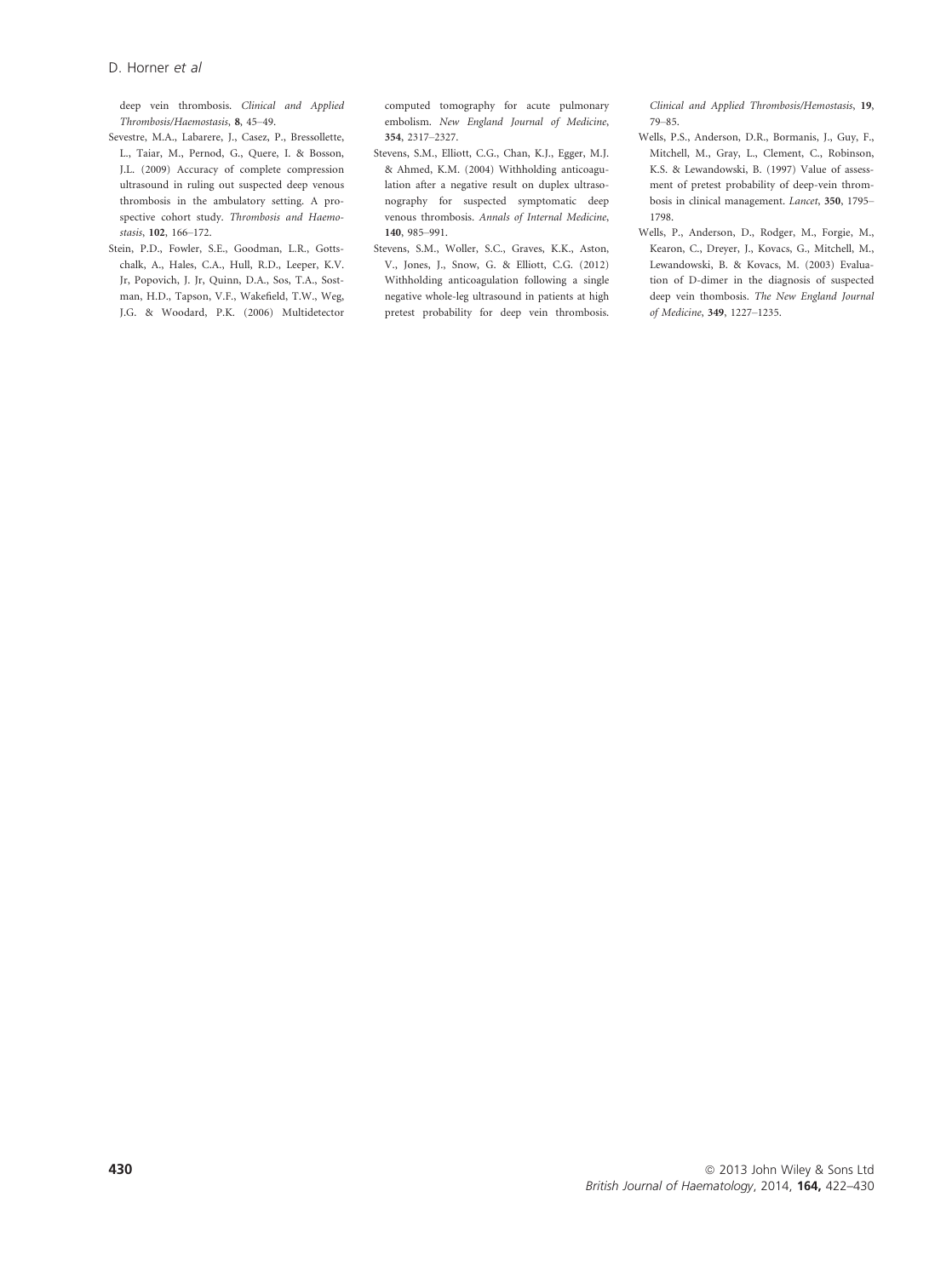deep vein thrombosis. *Clinical and Applied Thrombosis/Haemostasis*, **8**, 45–49.

Sevestre, M.A., Labarere, J., Casez, P., Bressollette, L., Taiar, M., Pernod, G., Quere, I. & Bosson, J.L. (2009) Accuracy of complete compression ultrasound in ruling out suspected deep venous thrombosis in the ambulatory setting. A prospective cohort study. *Thrombosis and Haemostasis*, **102**, 166–172.

Stein, P.D., Fowler, S.E., Goodman, L.R., Gottschalk, A., Hales, C.A., Hull, R.D., Leeper, K.V. Jr, Popovich, J. Jr, Quinn, D.A., Sos, T.A., Sostman, H.D., Tapson, V.F., Wakefield, T.W., Weg, J.G. & Woodard, P.K. (2006) Multidetector computed tomography for acute pulmonary embolism. *New England Journal of Medicine*, **354**, 2317–2327.

Stevens, S.M., Elliott, C.G., Chan, K.J., Egger, M.J. & Ahmed, K.M. (2004) Withholding anticoagulation after a negative result on duplex ultrasonography for suspected symptomatic deep venous thrombosis. *Annals of Internal Medicine*, **140**, 985–991.

Stevens, S.M., Woller, S.C., Graves, K.K., Aston, V., Jones, J., Snow, G. & Elliott, C.G. (2012) Withholding anticoagulation following a single negative whole-leg ultrasound in patients at high pretest probability for deep vein thrombosis. *Clinical and Applied Thrombosis/Hemostasis*, **19**, 79–85.

Wells, P.S., Anderson, D.R., Bormanis, J., Guy, F., Mitchell, M., Gray, L., Clement, C., Robinson, K.S. & Lewandowski, B. (1997) Value of assessment of pretest probability of deep-vein thrombosis in clinical management. *Lancet*, **350**, 1795–1798.

Wells, P., Anderson, D., Rodger, M., Forgie, M., Kearon, C., Dreyer, J., Kovacs, G., Mitchell, M., Lewandowski, B. & Kovacs, M. (2003) Evaluation of D-dimer in the diagnosis of suspected deep vein thombosis. *The New England Journal of Medicine*, **349**, 1227–1235.